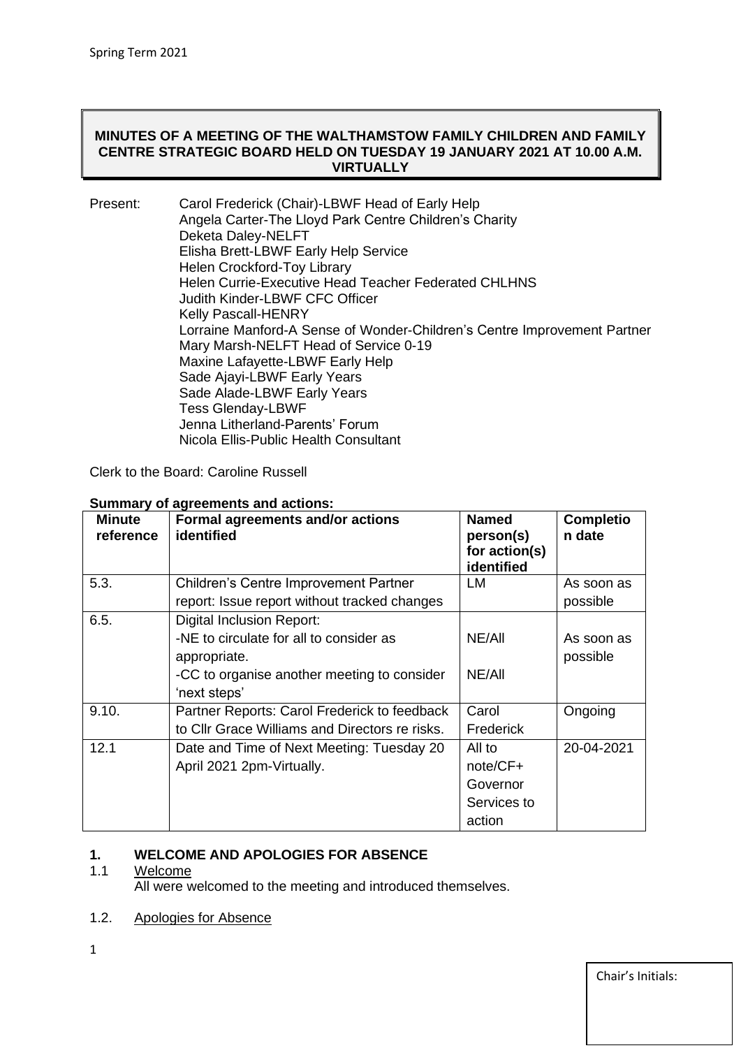**MINUTES OF A MEETING OF THE WALTHAMSTOW FAMILY CHILDREN AND FAMILY CENTRE STRATEGIC BOARD HELD ON TUESDAY 19 JANUARY 2021 AT 10.00 A.M. VIRTUALLY**

Present:
Carol Frederick (Chair)-LBWF Head of Early Help
Angela Carter-The Lloyd Park Centre Children's Charity
Deketa Daley-NELFT
Elisha Brett-LBWF Early Help Service
Helen Crockford-Toy Library
Helen Currie-Executive Head Teacher Federated CHLHNS
Judith Kinder-LBWF CFC Officer
Kelly Pascall-HENRY
Lorraine Manford-A Sense of Wonder-Children's Centre Improvement Partner
Mary Marsh-NELFT Head of Service 0-19
Maxine Lafayette-LBWF Early Help
Sade Ajayi-LBWF Early Years
Sade Alade-LBWF Early Years
Tess Glenday-LBWF
Jenna Litherland-Parents' Forum
Nicola Ellis-Public Health Consultant

Clerk to the Board: Caroline Russell

**Summary of agreements and actions:**

| Minute reference | Formal agreements and/or actions identified | Named person(s) for action(s) identified | Completion date |
|---|---|---|---|
| 5.3. | Children's Centre Improvement Partner report: Issue report without tracked changes | LM | As soon as possible |
| 6.5. | Digital Inclusion Report:<br>-NE to circulate for all to consider as appropriate.<br>-CC to organise another meeting to consider 'next steps' | NE/All<br>NE/All | As soon as possible |
| 9.10. | Partner Reports: Carol Frederick to feedback to Cllr Grace Williams and Directors re risks. | Carol Frederick | Ongoing |
| 12.1 | Date and Time of Next Meeting: Tuesday 20 April 2021 2pm-Virtually. | All to note/CF+ Governor Services to action | 20-04-2021 |

## 1. WELCOME AND APOLOGIES FOR ABSENCE

1.1 Welcome

All were welcomed to the meeting and introduced themselves.

1.2. Apologies for Absence

Chair's Initials: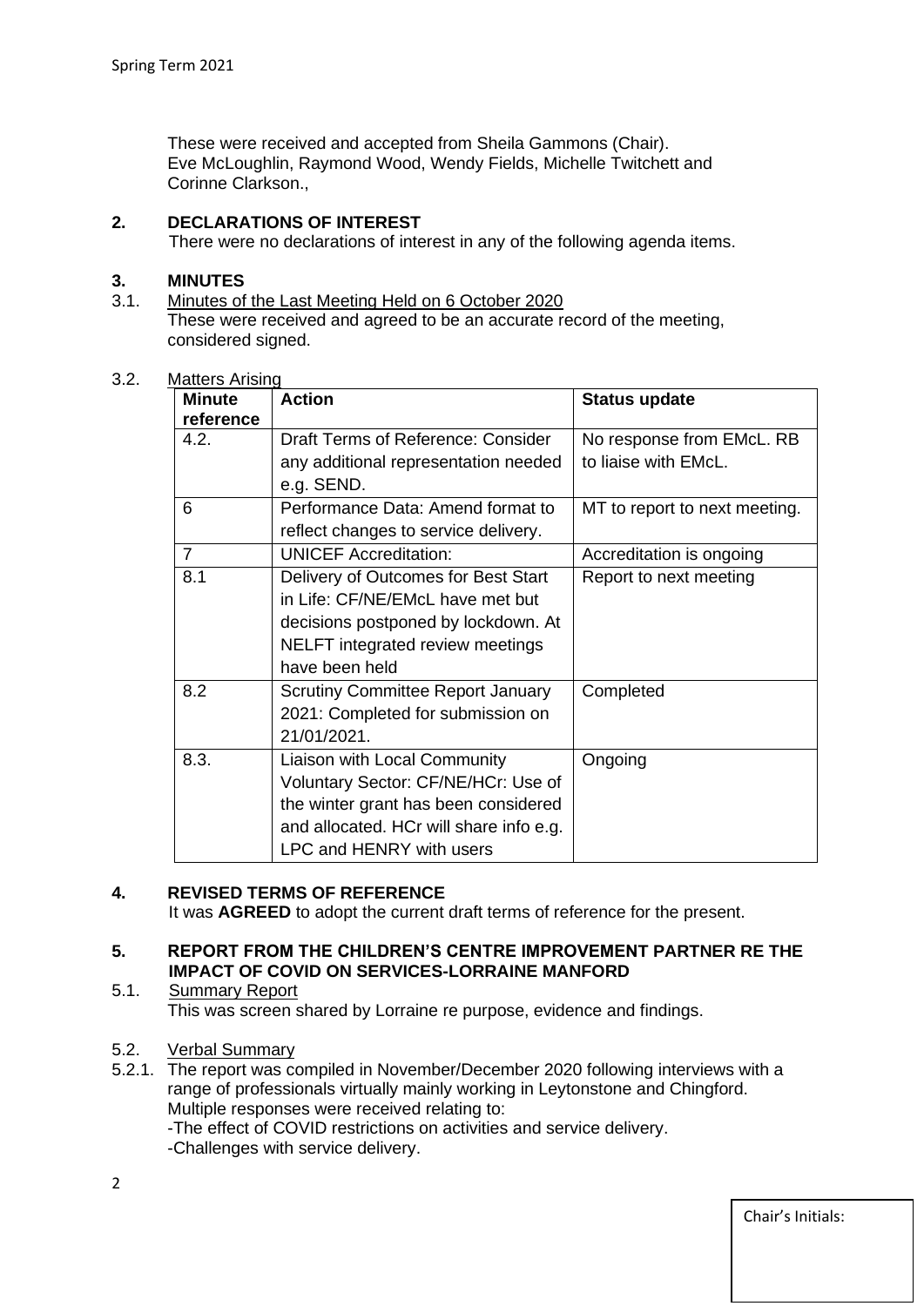These were received and accepted from Sheila Gammons (Chair). Eve McLoughlin, Raymond Wood, Wendy Fields, Michelle Twitchett and Corinne Clarkson.,

## 2. DECLARATIONS OF INTEREST

There were no declarations of interest in any of the following agenda items.

## 3. MINUTES

3.1. Minutes of the Last Meeting Held on 6 October 2020

These were received and agreed to be an accurate record of the meeting, considered signed.

3.2. Matters Arising

| Minute reference | Action | Status update |
|---|---|---|
| 4.2. | Draft Terms of Reference: Consider any additional representation needed e.g. SEND. | No response from EMcL. RB to liaise with EMcL. |
| 6 | Performance Data: Amend format to reflect changes to service delivery. | MT to report to next meeting. |
| 7 | UNICEF Accreditation: | Accreditation is ongoing |
| 8.1 | Delivery of Outcomes for Best Start in Life: CF/NE/EMcL have met but decisions postponed by lockdown. At NELFT integrated review meetings have been held | Report to next meeting |
| 8.2 | Scrutiny Committee Report January 2021: Completed for submission on 21/01/2021. | Completed |
| 8.3. | Liaison with Local Community Voluntary Sector: CF/NE/HCr: Use of the winter grant has been considered and allocated. HCr will share info e.g. LPC and HENRY with users | Ongoing |

## 4. REVISED TERMS OF REFERENCE

It was **AGREED** to adopt the current draft terms of reference for the present.

## 5. REPORT FROM THE CHILDREN'S CENTRE IMPROVEMENT PARTNER RE THE IMPACT OF COVID ON SERVICES-LORRAINE MANFORD

5.1. Summary Report

This was screen shared by Lorraine re purpose, evidence and findings.

5.2. Verbal Summary

5.2.1. The report was compiled in November/December 2020 following interviews with a range of professionals virtually mainly working in Leytonstone and Chingford. Multiple responses were received relating to:
-The effect of COVID restrictions on activities and service delivery.
-Challenges with service delivery.

Chair's Initials: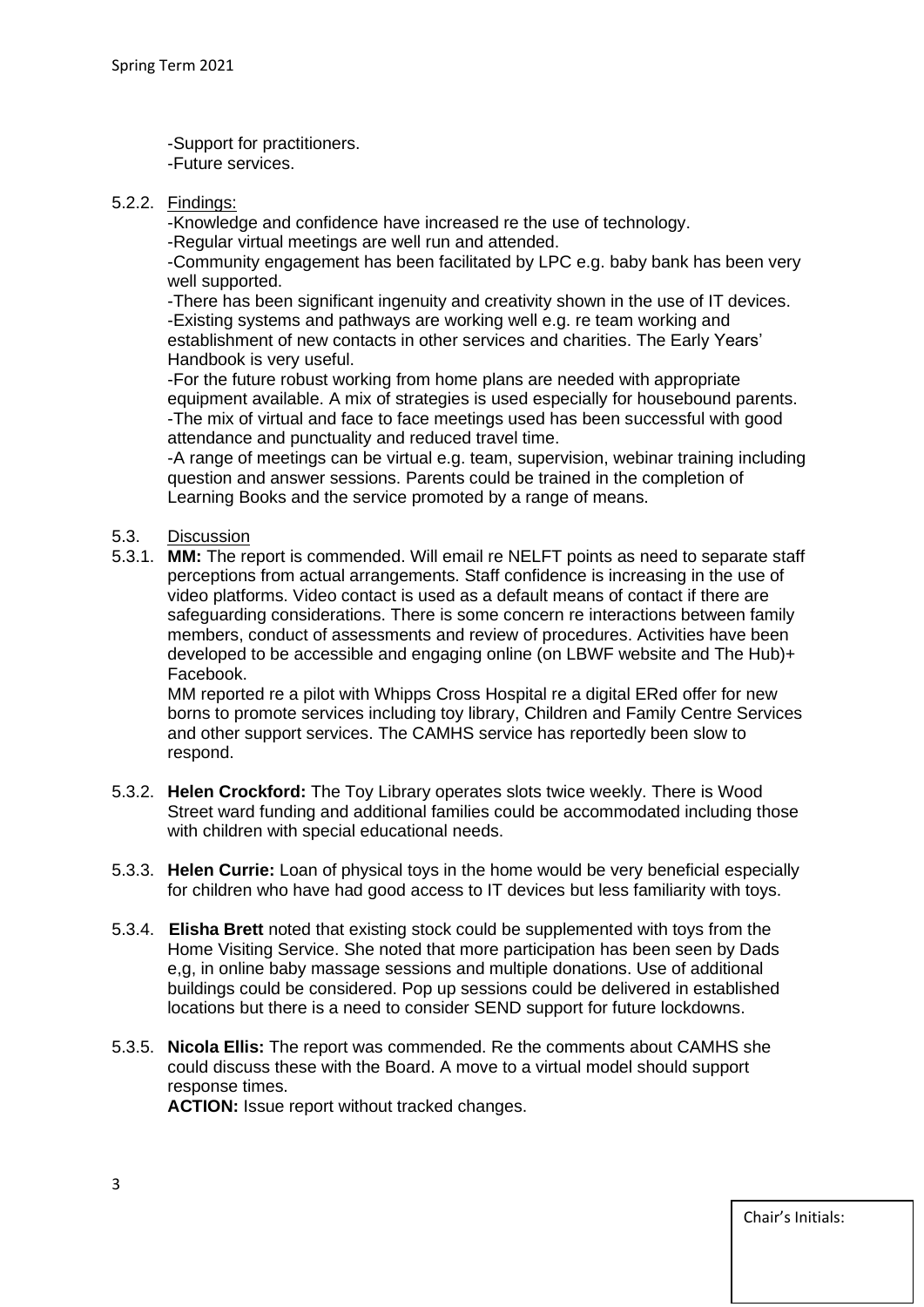-Support for practitioners.
-Future services.

5.2.2. Findings:
-Knowledge and confidence have increased re the use of technology.
-Regular virtual meetings are well run and attended.
-Community engagement has been facilitated by LPC e.g. baby bank has been very well supported.
-There has been significant ingenuity and creativity shown in the use of IT devices.
-Existing systems and pathways are working well e.g. re team working and establishment of new contacts in other services and charities. The Early Years' Handbook is very useful.
-For the future robust working from home plans are needed with appropriate equipment available. A mix of strategies is used especially for housebound parents.
-The mix of virtual and face to face meetings used has been successful with good attendance and punctuality and reduced travel time.
-A range of meetings can be virtual e.g. team, supervision, webinar training including question and answer sessions. Parents could be trained in the completion of Learning Books and the service promoted by a range of means.

5.3. Discussion

5.3.1. **MM:** The report is commended. Will email re NELFT points as need to separate staff perceptions from actual arrangements. Staff confidence is increasing in the use of video platforms. Video contact is used as a default means of contact if there are safeguarding considerations. There is some concern re interactions between family members, conduct of assessments and review of procedures. Activities have been developed to be accessible and engaging online (on LBWF website and The Hub)+ Facebook.
MM reported re a pilot with Whipps Cross Hospital re a digital ERed offer for new borns to promote services including toy library, Children and Family Centre Services and other support services. The CAMHS service has reportedly been slow to respond.

5.3.2. **Helen Crockford:** The Toy Library operates slots twice weekly. There is Wood Street ward funding and additional families could be accommodated including those with children with special educational needs.

5.3.3. **Helen Currie:** Loan of physical toys in the home would be very beneficial especially for children who have had good access to IT devices but less familiarity with toys.

5.3.4. **Elisha Brett** noted that existing stock could be supplemented with toys from the Home Visiting Service. She noted that more participation has been seen by Dads e,g, in online baby massage sessions and multiple donations. Use of additional buildings could be considered. Pop up sessions could be delivered in established locations but there is a need to consider SEND support for future lockdowns.

5.3.5. **Nicola Ellis:** The report was commended. Re the comments about CAMHS she could discuss these with the Board. A move to a virtual model should support response times.
**ACTION:** Issue report without tracked changes.

Chair's Initials: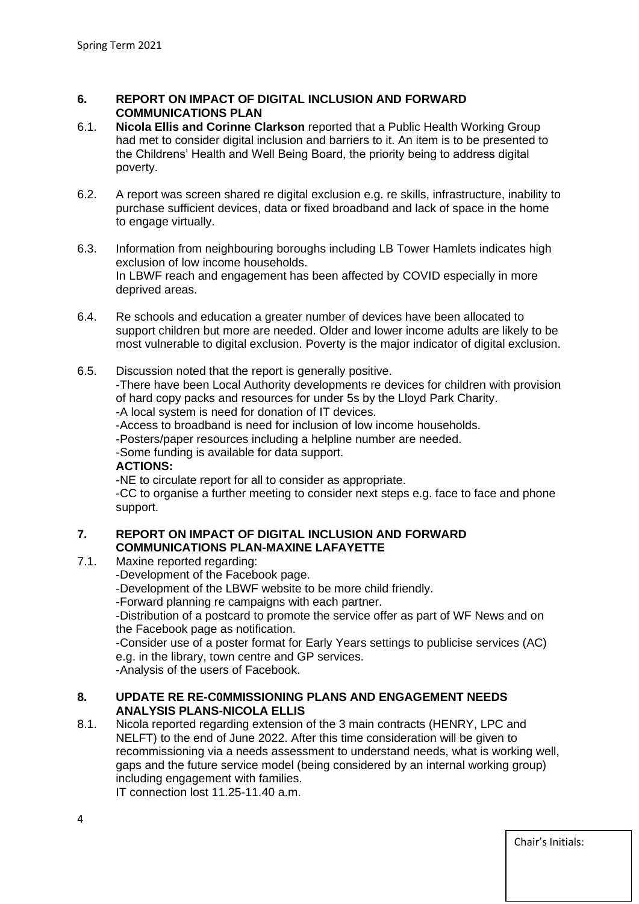## 6. REPORT ON IMPACT OF DIGITAL INCLUSION AND FORWARD COMMUNICATIONS PLAN

6.1. **Nicola Ellis and Corinne Clarkson** reported that a Public Health Working Group had met to consider digital inclusion and barriers to it. An item is to be presented to the Childrens' Health and Well Being Board, the priority being to address digital poverty.

6.2. A report was screen shared re digital exclusion e.g. re skills, infrastructure, inability to purchase sufficient devices, data or fixed broadband and lack of space in the home to engage virtually.

6.3. Information from neighbouring boroughs including LB Tower Hamlets indicates high exclusion of low income households.
In LBWF reach and engagement has been affected by COVID especially in more deprived areas.

6.4. Re schools and education a greater number of devices have been allocated to support children but more are needed. Older and lower income adults are likely to be most vulnerable to digital exclusion. Poverty is the major indicator of digital exclusion.

6.5. Discussion noted that the report is generally positive.
-There have been Local Authority developments re devices for children with provision of hard copy packs and resources for under 5s by the Lloyd Park Charity.
-A local system is need for donation of IT devices.
-Access to broadband is need for inclusion of low income households.
-Posters/paper resources including a helpline number are needed.
-Some funding is available for data support.
**ACTIONS:**
-NE to circulate report for all to consider as appropriate.
-CC to organise a further meeting to consider next steps e.g. face to face and phone support.

## 7. REPORT ON IMPACT OF DIGITAL INCLUSION AND FORWARD COMMUNICATIONS PLAN-MAXINE LAFAYETTE

7.1. Maxine reported regarding:
-Development of the Facebook page.
-Development of the LBWF website to be more child friendly.
-Forward planning re campaigns with each partner.
-Distribution of a postcard to promote the service offer as part of WF News and on the Facebook page as notification.
-Consider use of a poster format for Early Years settings to publicise services (AC) e.g. in the library, town centre and GP services.
-Analysis of the users of Facebook.

## 8. UPDATE RE RE-C0MMISSIONING PLANS AND ENGAGEMENT NEEDS ANALYSIS PLANS-NICOLA ELLIS

8.1. Nicola reported regarding extension of the 3 main contracts (HENRY, LPC and NELFT) to the end of June 2022. After this time consideration will be given to recommissioning via a needs assessment to understand needs, what is working well, gaps and the future service model (being considered by an internal working group) including engagement with families.
IT connection lost 11.25-11.40 a.m.

Chair's Initials: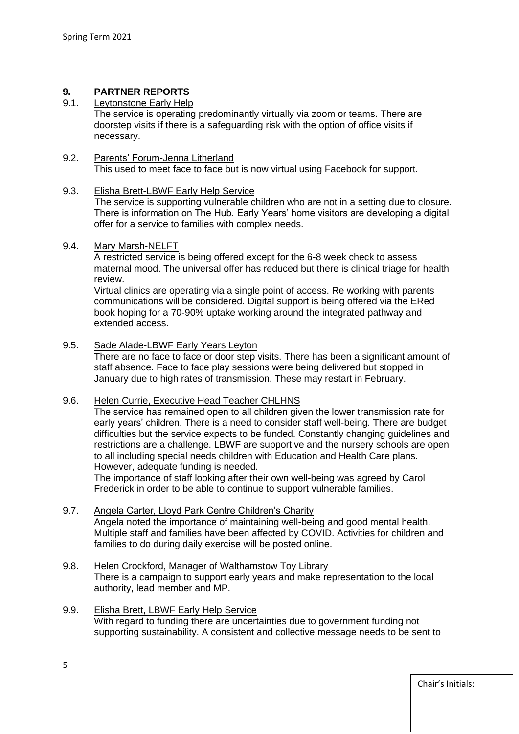## 9. PARTNER REPORTS

9.1. Leytonstone Early Help

The service is operating predominantly virtually via zoom or teams. There are doorstep visits if there is a safeguarding risk with the option of office visits if necessary.

9.2. Parents' Forum-Jenna Litherland

This used to meet face to face but is now virtual using Facebook for support.

9.3. Elisha Brett-LBWF Early Help Service

The service is supporting vulnerable children who are not in a setting due to closure. There is information on The Hub. Early Years' home visitors are developing a digital offer for a service to families with complex needs.

9.4. Mary Marsh-NELFT

A restricted service is being offered except for the 6-8 week check to assess maternal mood. The universal offer has reduced but there is clinical triage for health review.

Virtual clinics are operating via a single point of access. Re working with parents communications will be considered. Digital support is being offered via the ERed book hoping for a 70-90% uptake working around the integrated pathway and extended access.

9.5. Sade Alade-LBWF Early Years Leyton

There are no face to face or door step visits. There has been a significant amount of staff absence. Face to face play sessions were being delivered but stopped in January due to high rates of transmission. These may restart in February.

9.6. Helen Currie, Executive Head Teacher CHLHNS

The service has remained open to all children given the lower transmission rate for early years' children. There is a need to consider staff well-being. There are budget difficulties but the service expects to be funded. Constantly changing guidelines and restrictions are a challenge. LBWF are supportive and the nursery schools are open to all including special needs children with Education and Health Care plans. However, adequate funding is needed.

The importance of staff looking after their own well-being was agreed by Carol Frederick in order to be able to continue to support vulnerable families.

9.7. Angela Carter, Lloyd Park Centre Children's Charity

Angela noted the importance of maintaining well-being and good mental health. Multiple staff and families have been affected by COVID. Activities for children and families to do during daily exercise will be posted online.

9.8. Helen Crockford, Manager of Walthamstow Toy Library

There is a campaign to support early years and make representation to the local authority, lead member and MP.

9.9. Elisha Brett, LBWF Early Help Service

With regard to funding there are uncertainties due to government funding not supporting sustainability. A consistent and collective message needs to be sent to

Chair's Initials: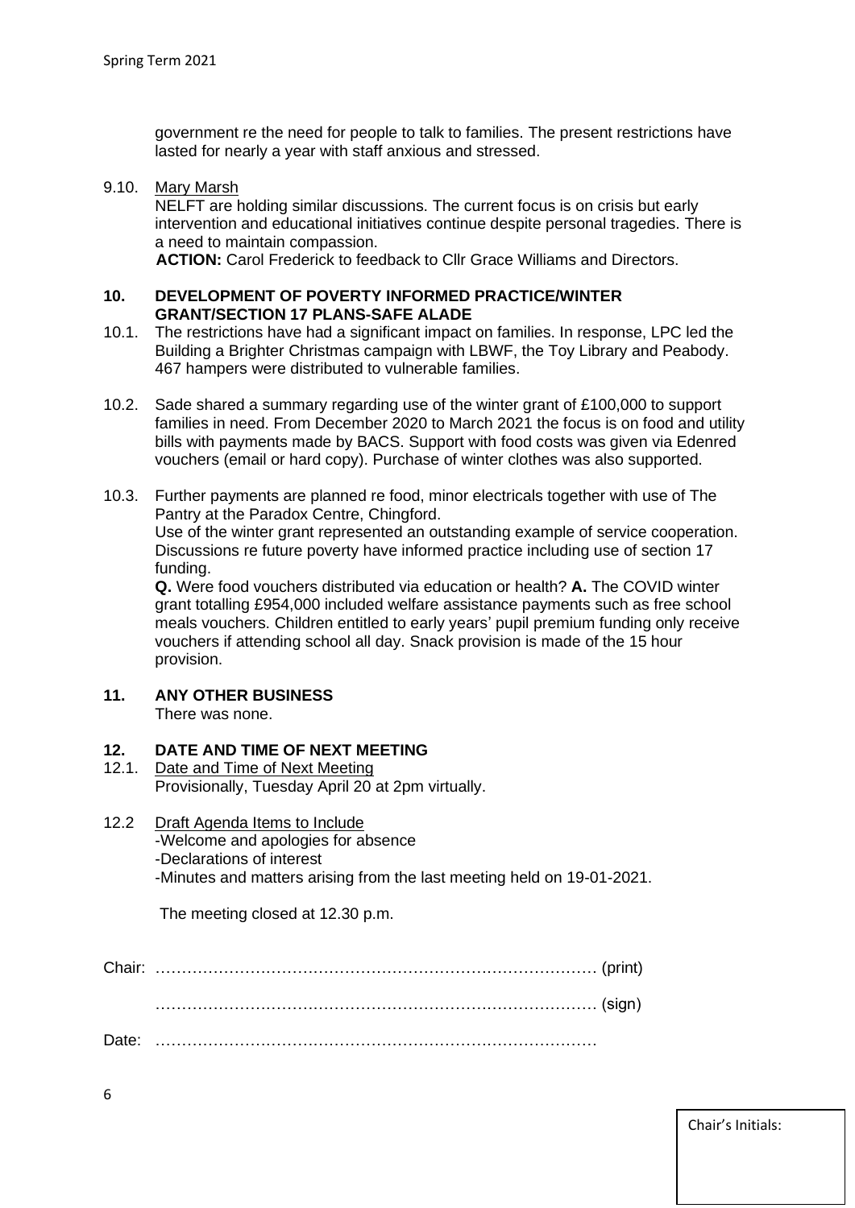government re the need for people to talk to families. The present restrictions have lasted for nearly a year with staff anxious and stressed.

9.10. Mary Marsh
NELFT are holding similar discussions. The current focus is on crisis but early intervention and educational initiatives continue despite personal tragedies. There is a need to maintain compassion.
**ACTION:** Carol Frederick to feedback to Cllr Grace Williams and Directors.

**10. DEVELOPMENT OF POVERTY INFORMED PRACTICE/WINTER GRANT/SECTION 17 PLANS-SAFE ALADE**

10.1. The restrictions have had a significant impact on families. In response, LPC led the Building a Brighter Christmas campaign with LBWF, the Toy Library and Peabody. 467 hampers were distributed to vulnerable families.

10.2. Sade shared a summary regarding use of the winter grant of £100,000 to support families in need. From December 2020 to March 2021 the focus is on food and utility bills with payments made by BACS. Support with food costs was given via Edenred vouchers (email or hard copy). Purchase of winter clothes was also supported.

10.3. Further payments are planned re food, minor electricals together with use of The Pantry at the Paradox Centre, Chingford.
Use of the winter grant represented an outstanding example of service cooperation. Discussions re future poverty have informed practice including use of section 17 funding.
**Q.** Were food vouchers distributed via education or health? **A.** The COVID winter grant totalling £954,000 included welfare assistance payments such as free school meals vouchers. Children entitled to early years' pupil premium funding only receive vouchers if attending school all day. Snack provision is made of the 15 hour provision.

**11. ANY OTHER BUSINESS**
There was none.

**12. DATE AND TIME OF NEXT MEETING**

12.1. Date and Time of Next Meeting
Provisionally, Tuesday April 20 at 2pm virtually.

12.2 Draft Agenda Items to Include
-Welcome and apologies for absence
-Declarations of interest
-Minutes and matters arising from the last meeting held on 19-01-2021.

The meeting closed at 12.30 p.m.

Chair: ………………………………………………………………………… (print)

………………………………………………………………………… (sign)

Date: …………………………………………………………………………

Chair's Initials: